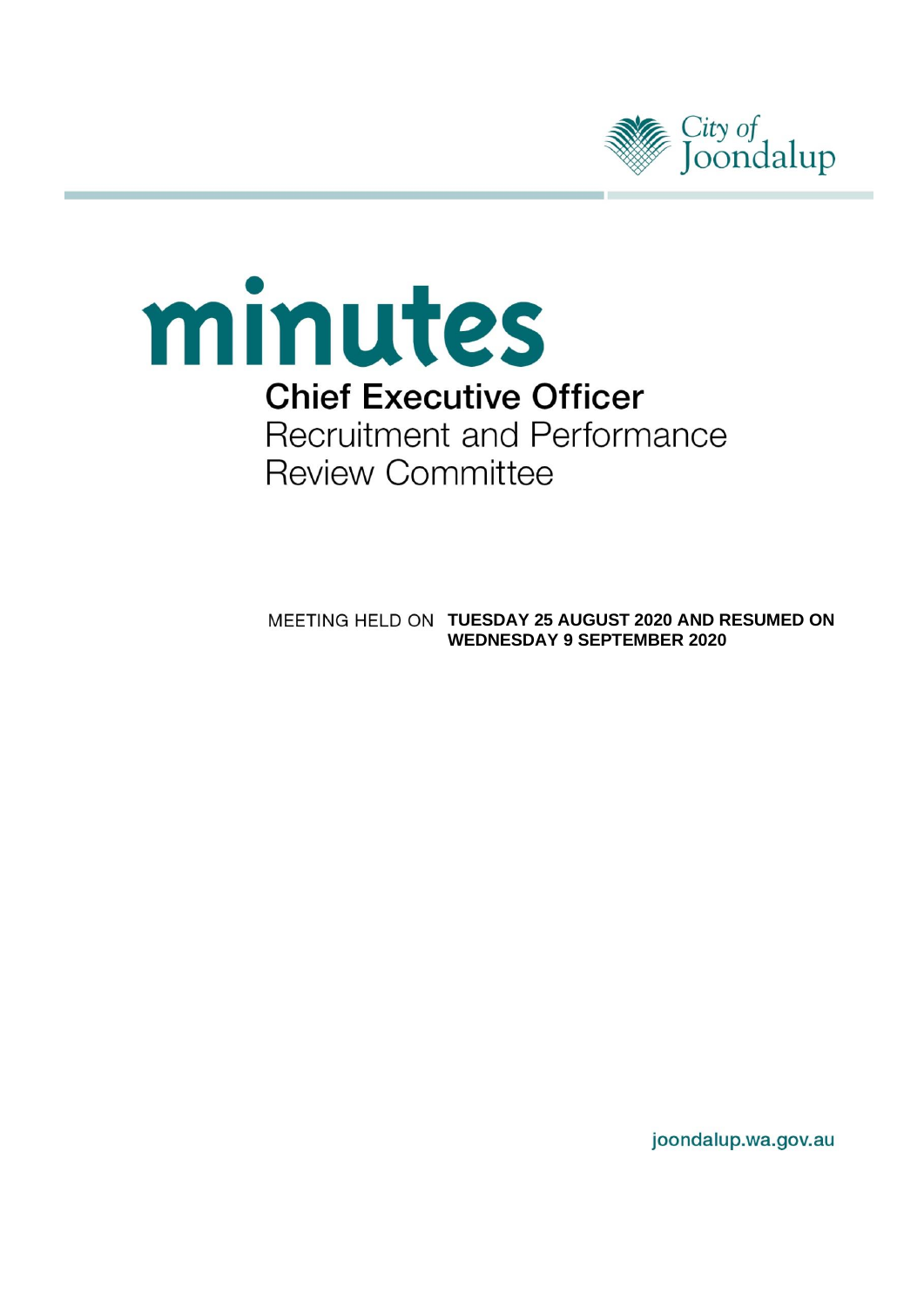City of Joondalup

# minutes

## Chief Executive Officer
## Recruitment and Performance Review Committee

MEETING HELD ON **TUESDAY 25 AUGUST 2020 AND RESUMED ON WEDNESDAY 9 SEPTEMBER 2020**

joondalup.wa.gov.au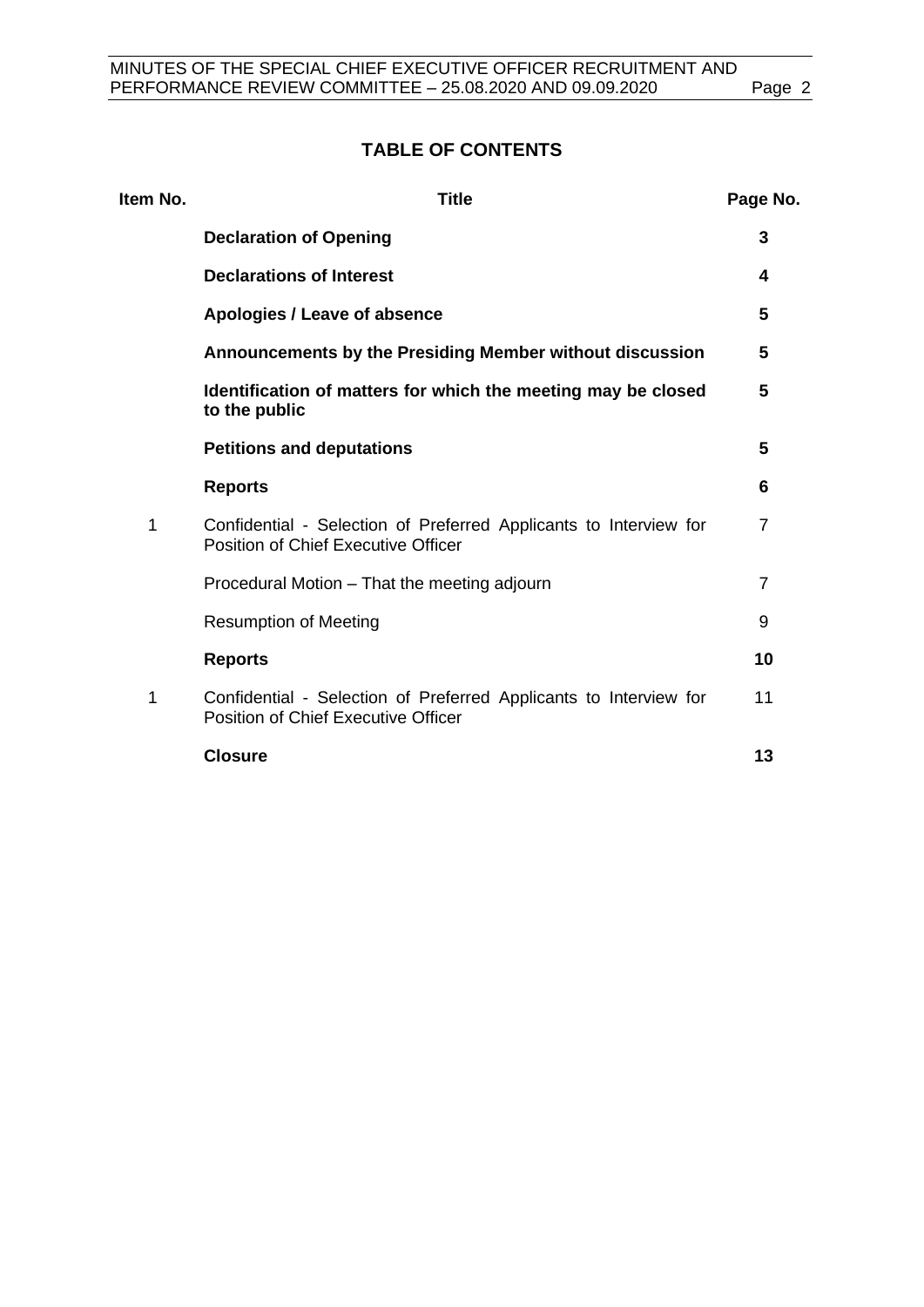# TABLE OF CONTENTS

| Item No. | Title | Page No. |
| --- | --- | --- |
| | **Declaration of Opening** | **3** |
| | **Declarations of Interest** | **4** |
| | **Apologies / Leave of absence** | **5** |
| | **Announcements by the Presiding Member without discussion** | **5** |
| | **Identification of matters for which the meeting may be closed to the public** | **5** |
| | **Petitions and deputations** | **5** |
| | **Reports** | **6** |
| 1 | Confidential - Selection of Preferred Applicants to Interview for Position of Chief Executive Officer | 7 |
| | Procedural Motion – That the meeting adjourn | 7 |
| | Resumption of Meeting | 9 |
| | **Reports** | **10** |
| 1 | Confidential - Selection of Preferred Applicants to Interview for Position of Chief Executive Officer | 11 |
| | **Closure** | **13** |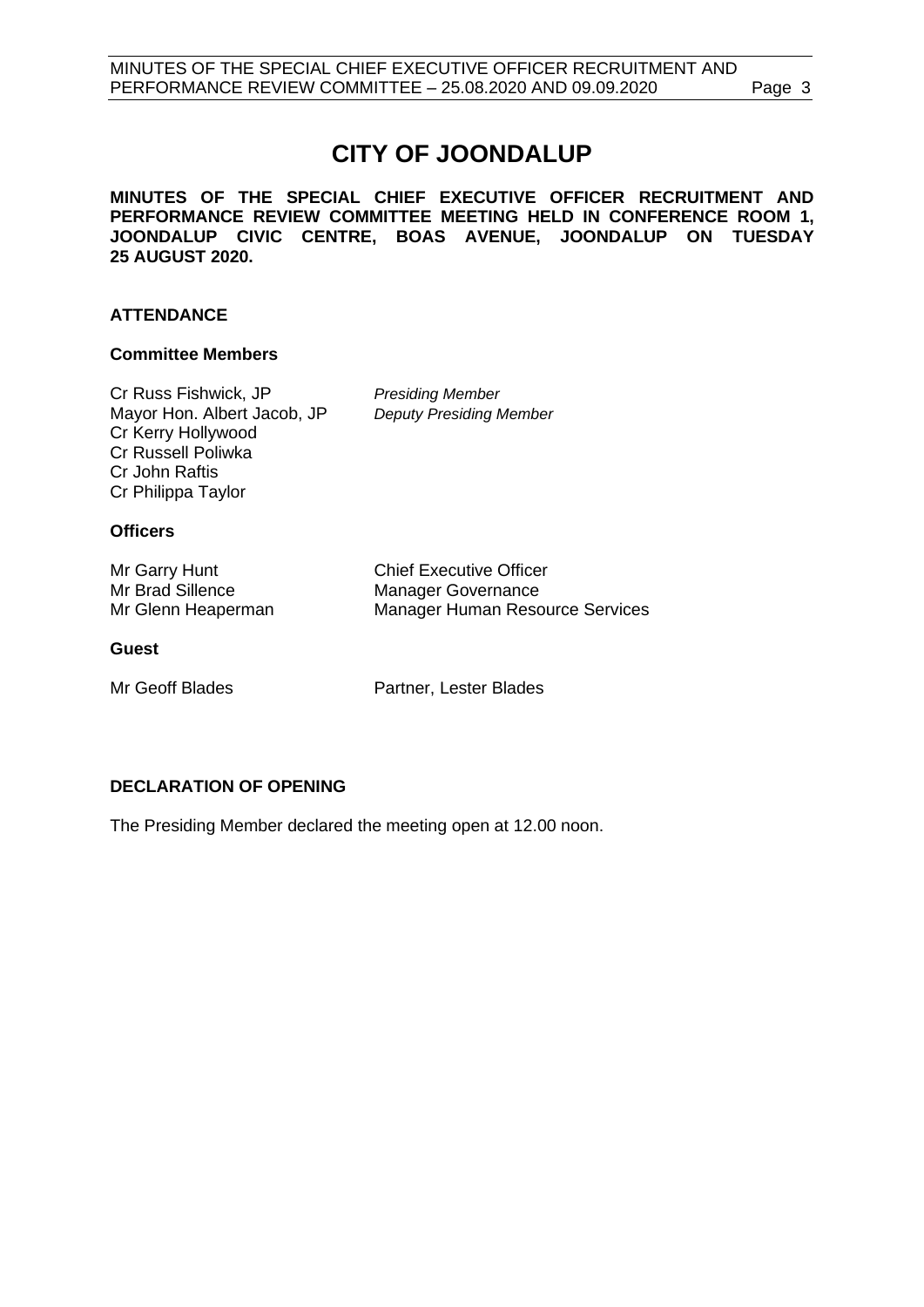# CITY OF JOONDALUP

**MINUTES OF THE SPECIAL CHIEF EXECUTIVE OFFICER RECRUITMENT AND PERFORMANCE REVIEW COMMITTEE MEETING HELD IN CONFERENCE ROOM 1, JOONDALUP CIVIC CENTRE, BOAS AVENUE, JOONDALUP ON TUESDAY 25 AUGUST 2020.**

## ATTENDANCE

### Committee Members

Cr Russ Fishwick, JP — *Presiding Member*
Mayor Hon. Albert Jacob, JP — *Deputy Presiding Member*
Cr Kerry Hollywood
Cr Russell Poliwka
Cr John Raftis
Cr Philippa Taylor

### Officers

Mr Garry Hunt — Chief Executive Officer
Mr Brad Sillence — Manager Governance
Mr Glenn Heaperman — Manager Human Resource Services

### Guest

Mr Geoff Blades — Partner, Lester Blades

## DECLARATION OF OPENING

The Presiding Member declared the meeting open at 12.00 noon.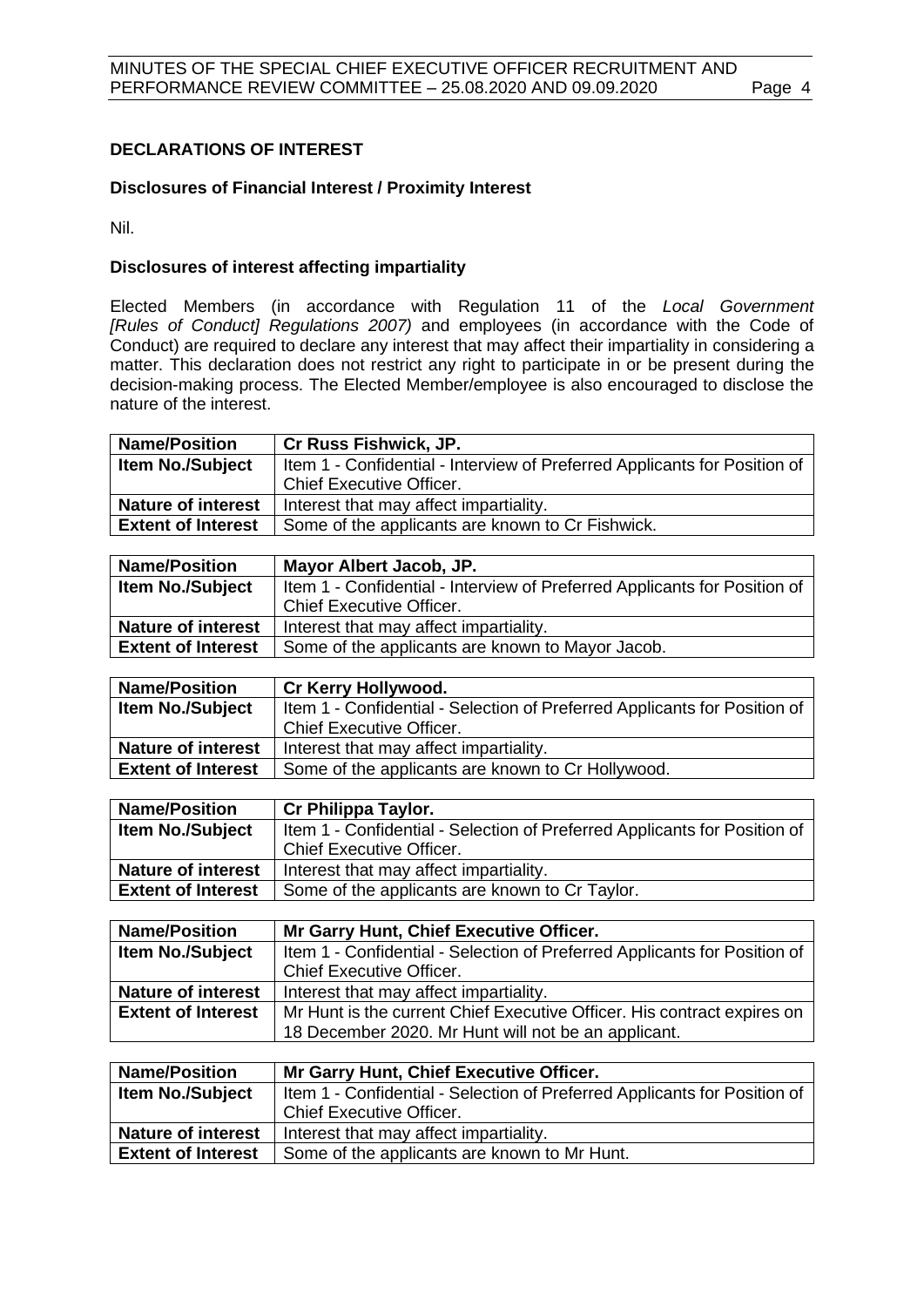## DECLARATIONS OF INTEREST

### Disclosures of Financial Interest / Proximity Interest

Nil.

### Disclosures of interest affecting impartiality

Elected Members (in accordance with Regulation 11 of the *Local Government [Rules of Conduct] Regulations 2007)* and employees (in accordance with the Code of Conduct) are required to declare any interest that may affect their impartiality in considering a matter. This declaration does not restrict any right to participate in or be present during the decision-making process. The Elected Member/employee is also encouraged to disclose the nature of the interest.

| **Name/Position** | **Cr Russ Fishwick, JP.** |
|---|---|
| **Item No./Subject** | Item 1 - Confidential - Interview of Preferred Applicants for Position of Chief Executive Officer. |
| **Nature of interest** | Interest that may affect impartiality. |
| **Extent of Interest** | Some of the applicants are known to Cr Fishwick. |

| **Name/Position** | **Mayor Albert Jacob, JP.** |
|---|---|
| **Item No./Subject** | Item 1 - Confidential - Interview of Preferred Applicants for Position of Chief Executive Officer. |
| **Nature of interest** | Interest that may affect impartiality. |
| **Extent of Interest** | Some of the applicants are known to Mayor Jacob. |

| **Name/Position** | **Cr Kerry Hollywood.** |
|---|---|
| **Item No./Subject** | Item 1 - Confidential - Selection of Preferred Applicants for Position of Chief Executive Officer. |
| **Nature of interest** | Interest that may affect impartiality. |
| **Extent of Interest** | Some of the applicants are known to Cr Hollywood. |

| **Name/Position** | **Cr Philippa Taylor.** |
|---|---|
| **Item No./Subject** | Item 1 - Confidential - Selection of Preferred Applicants for Position of Chief Executive Officer. |
| **Nature of interest** | Interest that may affect impartiality. |
| **Extent of Interest** | Some of the applicants are known to Cr Taylor. |

| **Name/Position** | **Mr Garry Hunt, Chief Executive Officer.** |
|---|---|
| **Item No./Subject** | Item 1 - Confidential - Selection of Preferred Applicants for Position of Chief Executive Officer. |
| **Nature of interest** | Interest that may affect impartiality. |
| **Extent of Interest** | Mr Hunt is the current Chief Executive Officer. His contract expires on 18 December 2020. Mr Hunt will not be an applicant. |

| **Name/Position** | **Mr Garry Hunt, Chief Executive Officer.** |
|---|---|
| **Item No./Subject** | Item 1 - Confidential - Selection of Preferred Applicants for Position of Chief Executive Officer. |
| **Nature of interest** | Interest that may affect impartiality. |
| **Extent of Interest** | Some of the applicants are known to Mr Hunt. |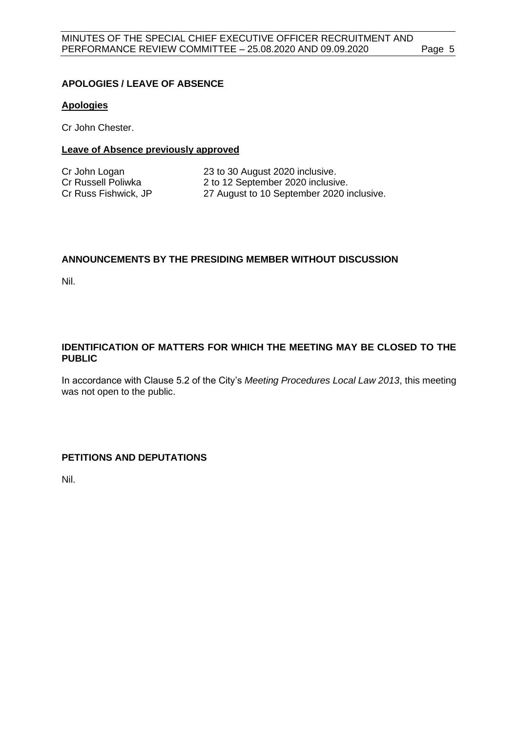## APOLOGIES / LEAVE OF ABSENCE

**Apologies**

Cr John Chester.

**Leave of Absence previously approved**

| | |
|---|---|
| Cr John Logan | 23 to 30 August 2020 inclusive. |
| Cr Russell Poliwka | 2 to 12 September 2020 inclusive. |
| Cr Russ Fishwick, JP | 27 August to 10 September 2020 inclusive. |

## ANNOUNCEMENTS BY THE PRESIDING MEMBER WITHOUT DISCUSSION

Nil.

## IDENTIFICATION OF MATTERS FOR WHICH THE MEETING MAY BE CLOSED TO THE PUBLIC

In accordance with Clause 5.2 of the City's *Meeting Procedures Local Law 2013*, this meeting was not open to the public.

## PETITIONS AND DEPUTATIONS

Nil.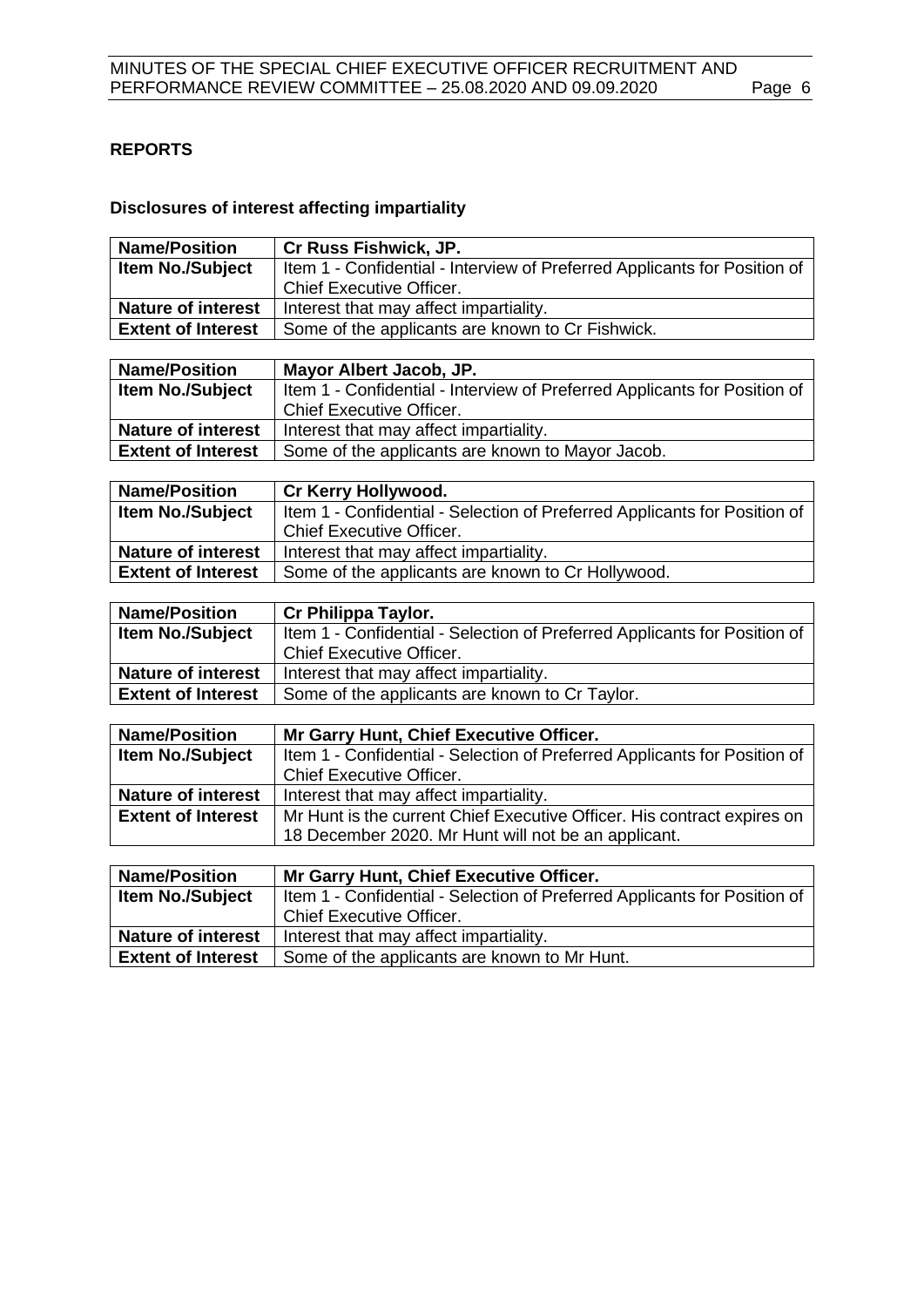## REPORTS

### Disclosures of interest affecting impartiality

| **Name/Position** | **Cr Russ Fishwick, JP.** |
|---|---|
| **Item No./Subject** | Item 1 - Confidential - Interview of Preferred Applicants for Position of Chief Executive Officer. |
| **Nature of interest** | Interest that may affect impartiality. |
| **Extent of Interest** | Some of the applicants are known to Cr Fishwick. |

| **Name/Position** | **Mayor Albert Jacob, JP.** |
|---|---|
| **Item No./Subject** | Item 1 - Confidential - Interview of Preferred Applicants for Position of Chief Executive Officer. |
| **Nature of interest** | Interest that may affect impartiality. |
| **Extent of Interest** | Some of the applicants are known to Mayor Jacob. |

| **Name/Position** | **Cr Kerry Hollywood.** |
|---|---|
| **Item No./Subject** | Item 1 - Confidential - Selection of Preferred Applicants for Position of Chief Executive Officer. |
| **Nature of interest** | Interest that may affect impartiality. |
| **Extent of Interest** | Some of the applicants are known to Cr Hollywood. |

| **Name/Position** | **Cr Philippa Taylor.** |
|---|---|
| **Item No./Subject** | Item 1 - Confidential - Selection of Preferred Applicants for Position of Chief Executive Officer. |
| **Nature of interest** | Interest that may affect impartiality. |
| **Extent of Interest** | Some of the applicants are known to Cr Taylor. |

| **Name/Position** | **Mr Garry Hunt, Chief Executive Officer.** |
|---|---|
| **Item No./Subject** | Item 1 - Confidential - Selection of Preferred Applicants for Position of Chief Executive Officer. |
| **Nature of interest** | Interest that may affect impartiality. |
| **Extent of Interest** | Mr Hunt is the current Chief Executive Officer. His contract expires on 18 December 2020. Mr Hunt will not be an applicant. |

| **Name/Position** | **Mr Garry Hunt, Chief Executive Officer.** |
|---|---|
| **Item No./Subject** | Item 1 - Confidential - Selection of Preferred Applicants for Position of Chief Executive Officer. |
| **Nature of interest** | Interest that may affect impartiality. |
| **Extent of Interest** | Some of the applicants are known to Mr Hunt. |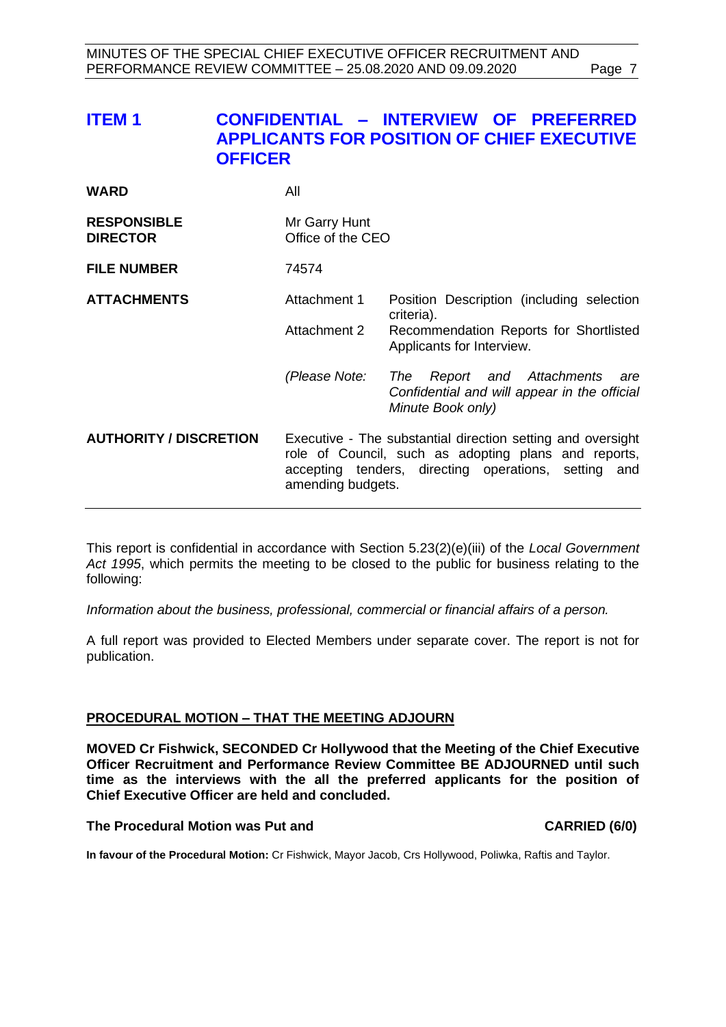# ITEM 1 CONFIDENTIAL – INTERVIEW OF PREFERRED APPLICANTS FOR POSITION OF CHIEF EXECUTIVE OFFICER

| | | |
|---|---|---|
| **WARD** | All | |
| **RESPONSIBLE DIRECTOR** | Mr Garry Hunt<br>Office of the CEO | |
| **FILE NUMBER** | 74574 | |
| **ATTACHMENTS** | Attachment 1 | Position Description (including selection criteria). |
| | Attachment 2 | Recommendation Reports for Shortlisted Applicants for Interview. |
| | *(Please Note:* | *The Report and Attachments are Confidential and will appear in the official Minute Book only)* |
| **AUTHORITY / DISCRETION** | Executive - The substantial direction setting and oversight role of Council, such as adopting plans and reports, accepting tenders, directing operations, setting and amending budgets. | |

This report is confidential in accordance with Section 5.23(2)(e)(iii) of the *Local Government Act 1995*, which permits the meeting to be closed to the public for business relating to the following:

*Information about the business, professional, commercial or financial affairs of a person.*

A full report was provided to Elected Members under separate cover. The report is not for publication.

**PROCEDURAL MOTION – THAT THE MEETING ADJOURN**

**MOVED Cr Fishwick, SECONDED Cr Hollywood that the Meeting of the Chief Executive Officer Recruitment and Performance Review Committee BE ADJOURNED until such time as the interviews with the all the preferred applicants for the position of Chief Executive Officer are held and concluded.**

**The Procedural Motion was Put and CARRIED (6/0)**

**In favour of the Procedural Motion:** Cr Fishwick, Mayor Jacob, Crs Hollywood, Poliwka, Raftis and Taylor.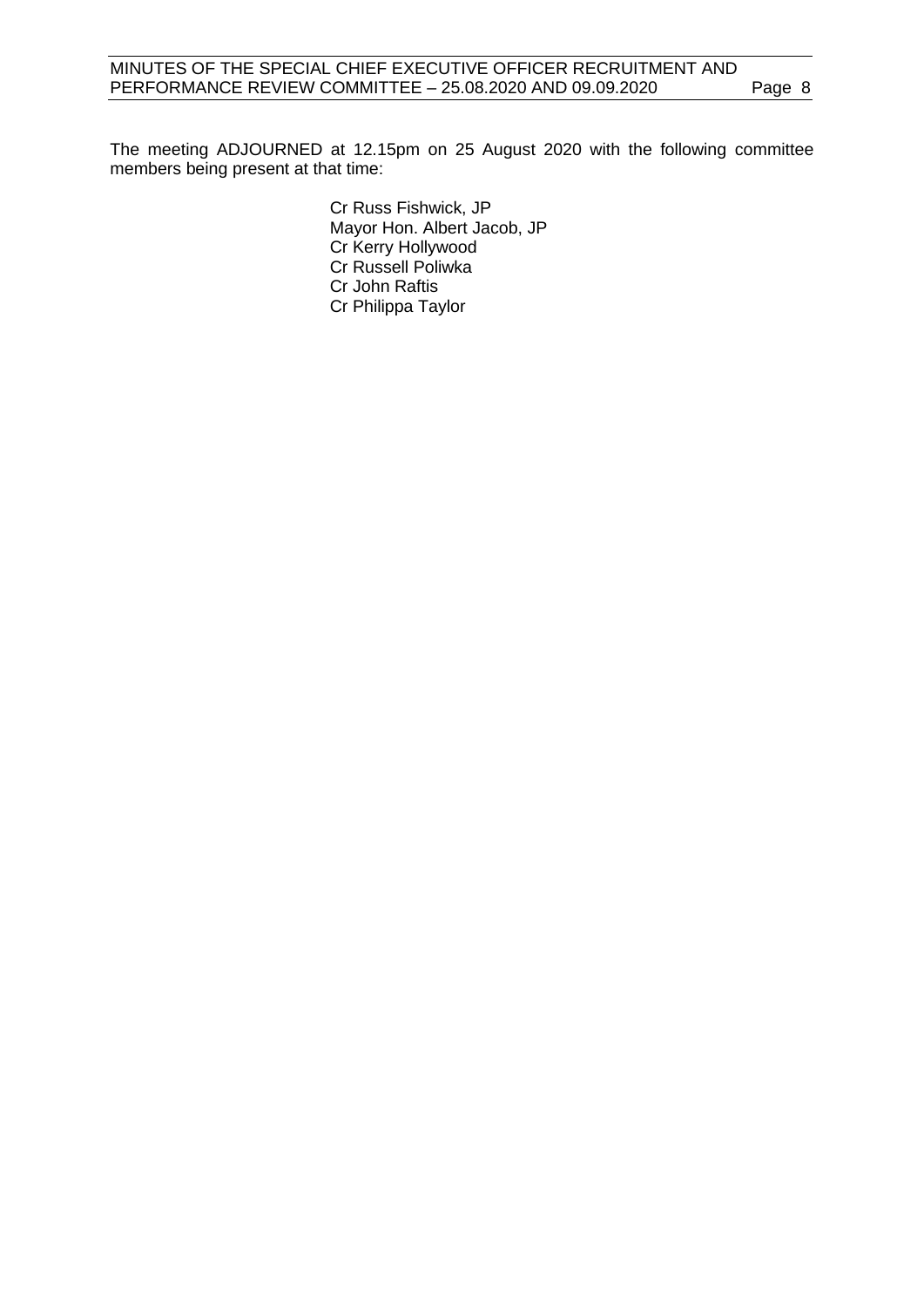The meeting ADJOURNED at 12.15pm on 25 August 2020 with the following committee members being present at that time:

Cr Russ Fishwick, JP  
Mayor Hon. Albert Jacob, JP  
Cr Kerry Hollywood  
Cr Russell Poliwka  
Cr John Raftis  
Cr Philippa Taylor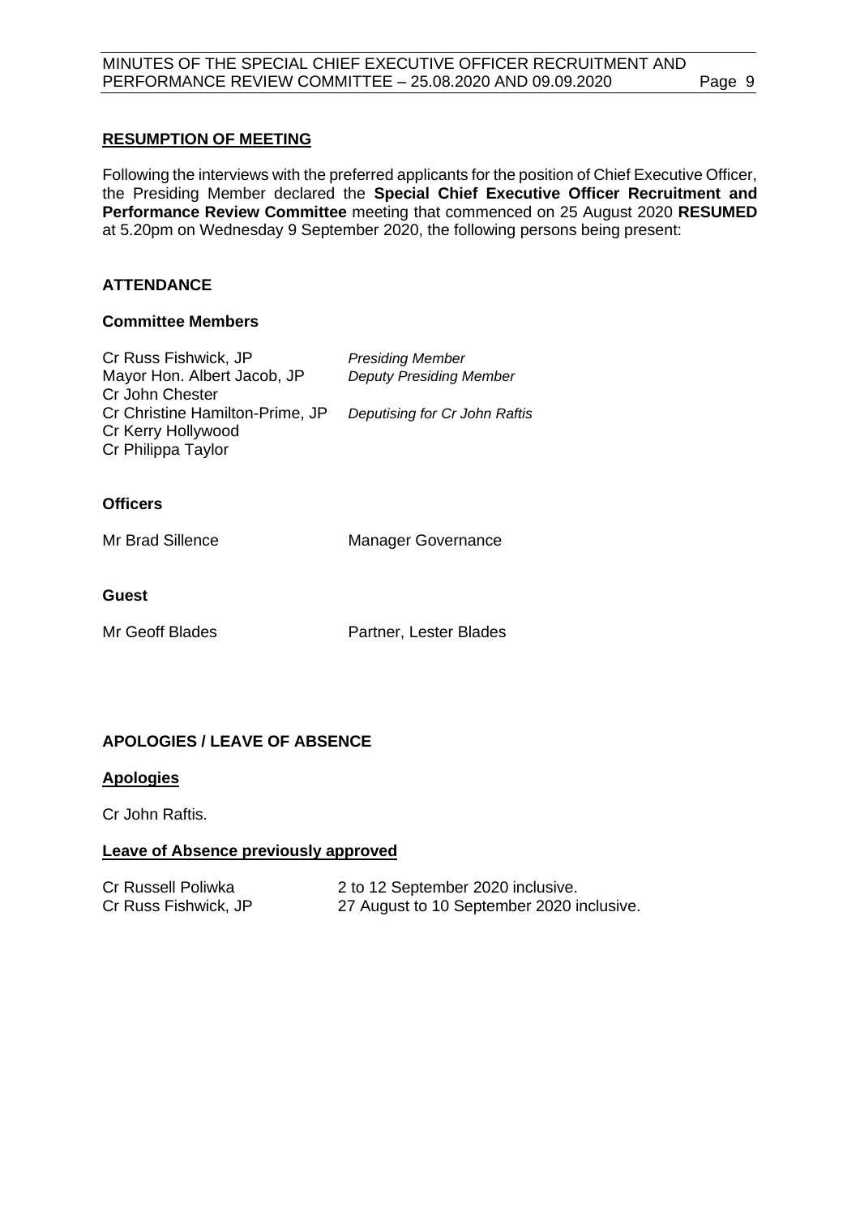## RESUMPTION OF MEETING

Following the interviews with the preferred applicants for the position of Chief Executive Officer, the Presiding Member declared the **Special Chief Executive Officer Recruitment and Performance Review Committee** meeting that commenced on 25 August 2020 **RESUMED** at 5.20pm on Wednesday 9 September 2020, the following persons being present:

## ATTENDANCE

### Committee Members

| | |
|---|---|
| Cr Russ Fishwick, JP | *Presiding Member* |
| Mayor Hon. Albert Jacob, JP | *Deputy Presiding Member* |
| Cr John Chester | |
| Cr Christine Hamilton-Prime, JP | *Deputising for Cr John Raftis* |
| Cr Kerry Hollywood | |
| Cr Philippa Taylor | |

### Officers

| | |
|---|---|
| Mr Brad Sillence | Manager Governance |

### Guest

| | |
|---|---|
| Mr Geoff Blades | Partner, Lester Blades |

## APOLOGIES / LEAVE OF ABSENCE

### Apologies

Cr John Raftis.

### Leave of Absence previously approved

| | |
|---|---|
| Cr Russell Poliwka | 2 to 12 September 2020 inclusive. |
| Cr Russ Fishwick, JP | 27 August to 10 September 2020 inclusive. |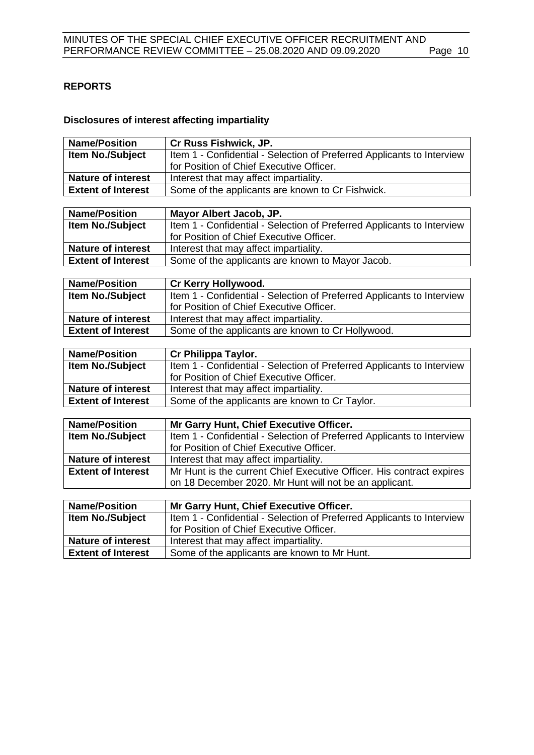## REPORTS

### Disclosures of interest affecting impartiality

| **Name/Position** | **Cr Russ Fishwick, JP.** |
|---|---|
| **Item No./Subject** | Item 1 - Confidential - Selection of Preferred Applicants to Interview for Position of Chief Executive Officer. |
| **Nature of interest** | Interest that may affect impartiality. |
| **Extent of Interest** | Some of the applicants are known to Cr Fishwick. |

| **Name/Position** | **Mayor Albert Jacob, JP.** |
|---|---|
| **Item No./Subject** | Item 1 - Confidential - Selection of Preferred Applicants to Interview for Position of Chief Executive Officer. |
| **Nature of interest** | Interest that may affect impartiality. |
| **Extent of Interest** | Some of the applicants are known to Mayor Jacob. |

| **Name/Position** | **Cr Kerry Hollywood.** |
|---|---|
| **Item No./Subject** | Item 1 - Confidential - Selection of Preferred Applicants to Interview for Position of Chief Executive Officer. |
| **Nature of interest** | Interest that may affect impartiality. |
| **Extent of Interest** | Some of the applicants are known to Cr Hollywood. |

| **Name/Position** | **Cr Philippa Taylor.** |
|---|---|
| **Item No./Subject** | Item 1 - Confidential - Selection of Preferred Applicants to Interview for Position of Chief Executive Officer. |
| **Nature of interest** | Interest that may affect impartiality. |
| **Extent of Interest** | Some of the applicants are known to Cr Taylor. |

| **Name/Position** | **Mr Garry Hunt, Chief Executive Officer.** |
|---|---|
| **Item No./Subject** | Item 1 - Confidential - Selection of Preferred Applicants to Interview for Position of Chief Executive Officer. |
| **Nature of interest** | Interest that may affect impartiality. |
| **Extent of Interest** | Mr Hunt is the current Chief Executive Officer. His contract expires on 18 December 2020. Mr Hunt will not be an applicant. |

| **Name/Position** | **Mr Garry Hunt, Chief Executive Officer.** |
|---|---|
| **Item No./Subject** | Item 1 - Confidential - Selection of Preferred Applicants to Interview for Position of Chief Executive Officer. |
| **Nature of interest** | Interest that may affect impartiality. |
| **Extent of Interest** | Some of the applicants are known to Mr Hunt. |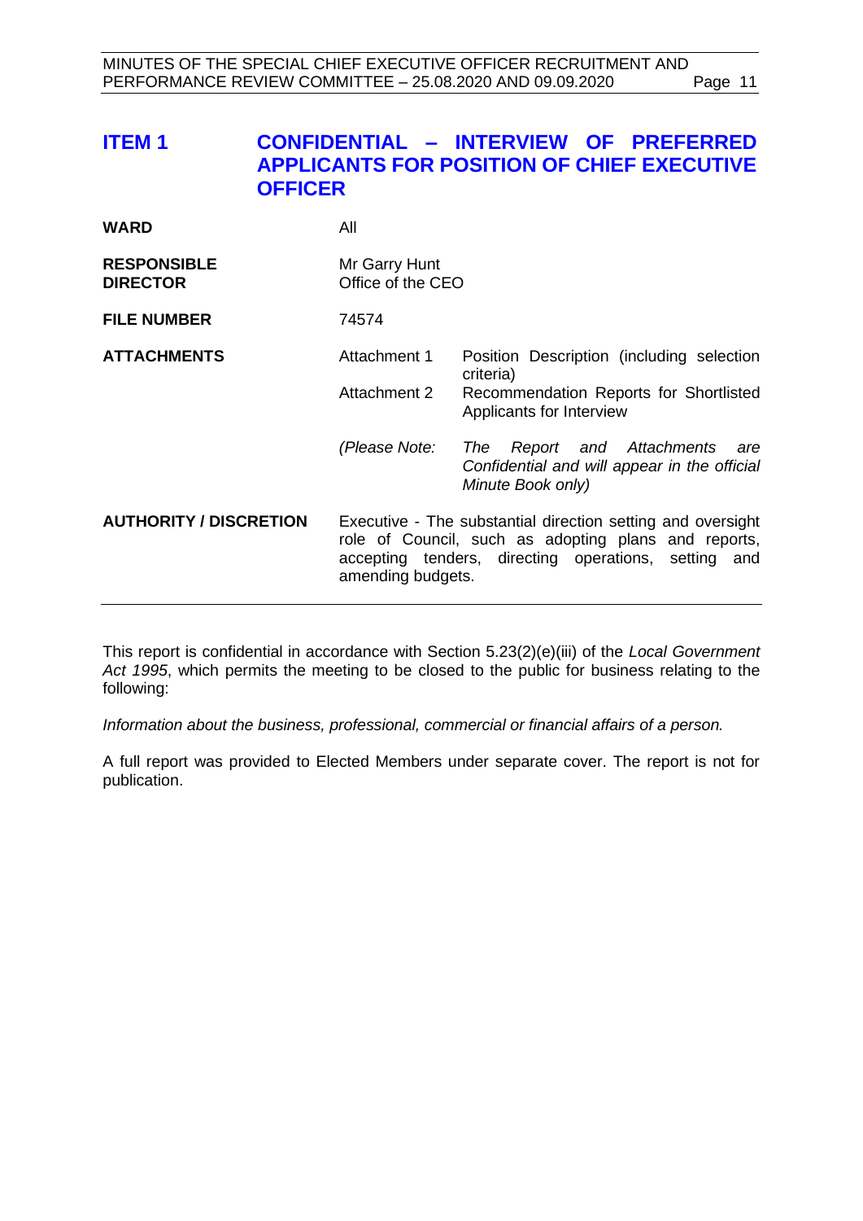# ITEM 1 CONFIDENTIAL – INTERVIEW OF PREFERRED APPLICANTS FOR POSITION OF CHIEF EXECUTIVE OFFICER

| | | |
|---|---|---|
| **WARD** | All | |
| **RESPONSIBLE DIRECTOR** | Mr Garry Hunt<br>Office of the CEO | |
| **FILE NUMBER** | 74574 | |
| **ATTACHMENTS** | Attachment 1 | Position Description (including selection criteria) |
| | Attachment 2 | Recommendation Reports for Shortlisted Applicants for Interview |
| | *(Please Note:* | *The Report and Attachments are Confidential and will appear in the official Minute Book only)* |
| **AUTHORITY / DISCRETION** | Executive - The substantial direction setting and oversight role of Council, such as adopting plans and reports, accepting tenders, directing operations, setting and amending budgets. | |

This report is confidential in accordance with Section 5.23(2)(e)(iii) of the *Local Government Act 1995*, which permits the meeting to be closed to the public for business relating to the following:

*Information about the business, professional, commercial or financial affairs of a person.*

A full report was provided to Elected Members under separate cover. The report is not for publication.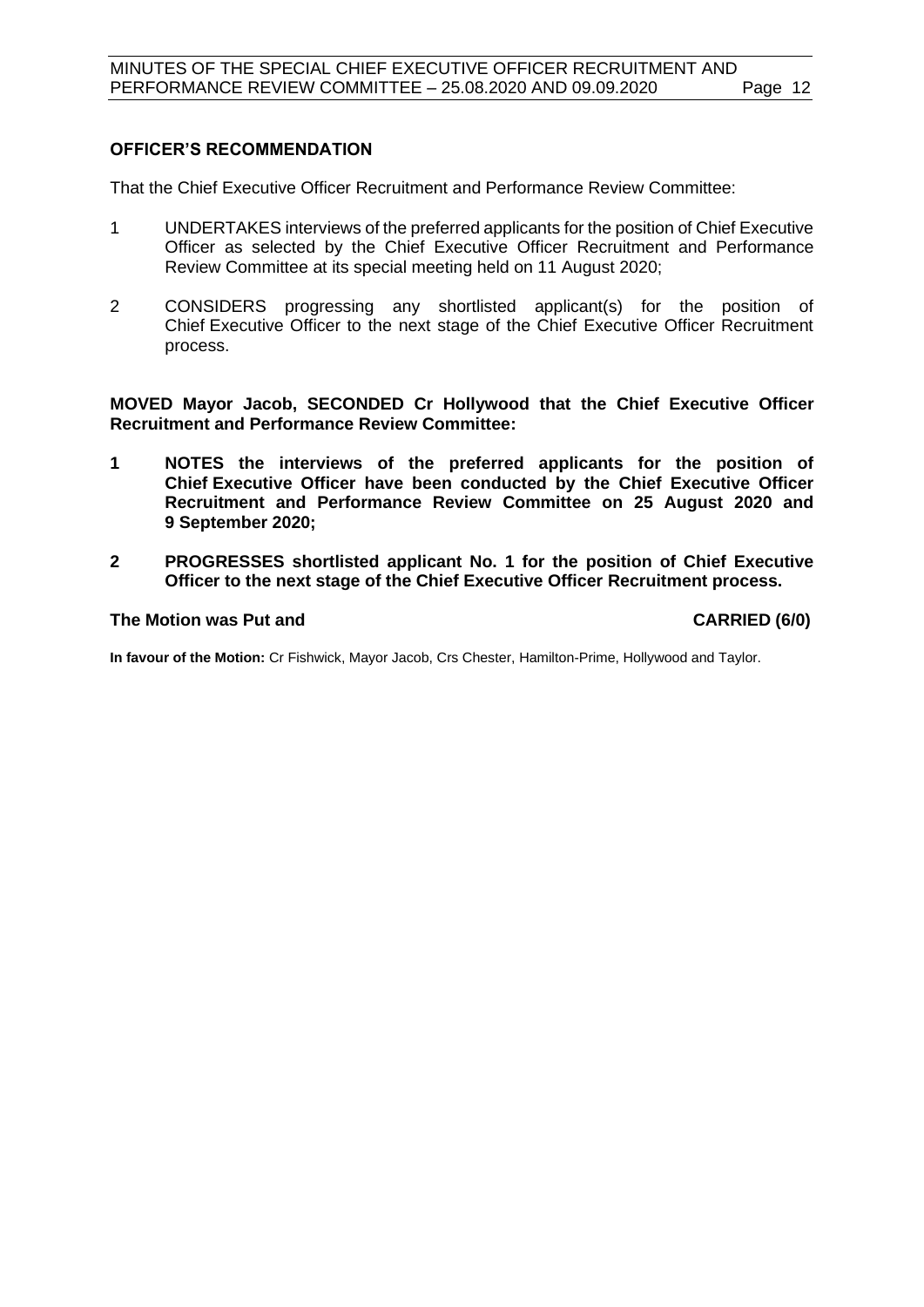### OFFICER'S RECOMMENDATION

That the Chief Executive Officer Recruitment and Performance Review Committee:

1. UNDERTAKES interviews of the preferred applicants for the position of Chief Executive Officer as selected by the Chief Executive Officer Recruitment and Performance Review Committee at its special meeting held on 11 August 2020;

2. CONSIDERS progressing any shortlisted applicant(s) for the position of Chief Executive Officer to the next stage of the Chief Executive Officer Recruitment process.

**MOVED Mayor Jacob, SECONDED Cr Hollywood that the Chief Executive Officer Recruitment and Performance Review Committee:**

**1. NOTES the interviews of the preferred applicants for the position of Chief Executive Officer have been conducted by the Chief Executive Officer Recruitment and Performance Review Committee on 25 August 2020 and 9 September 2020;**

**2. PROGRESSES shortlisted applicant No. 1 for the position of Chief Executive Officer to the next stage of the Chief Executive Officer Recruitment process.**

**The Motion was Put and CARRIED (6/0)**

**In favour of the Motion:** Cr Fishwick, Mayor Jacob, Crs Chester, Hamilton-Prime, Hollywood and Taylor.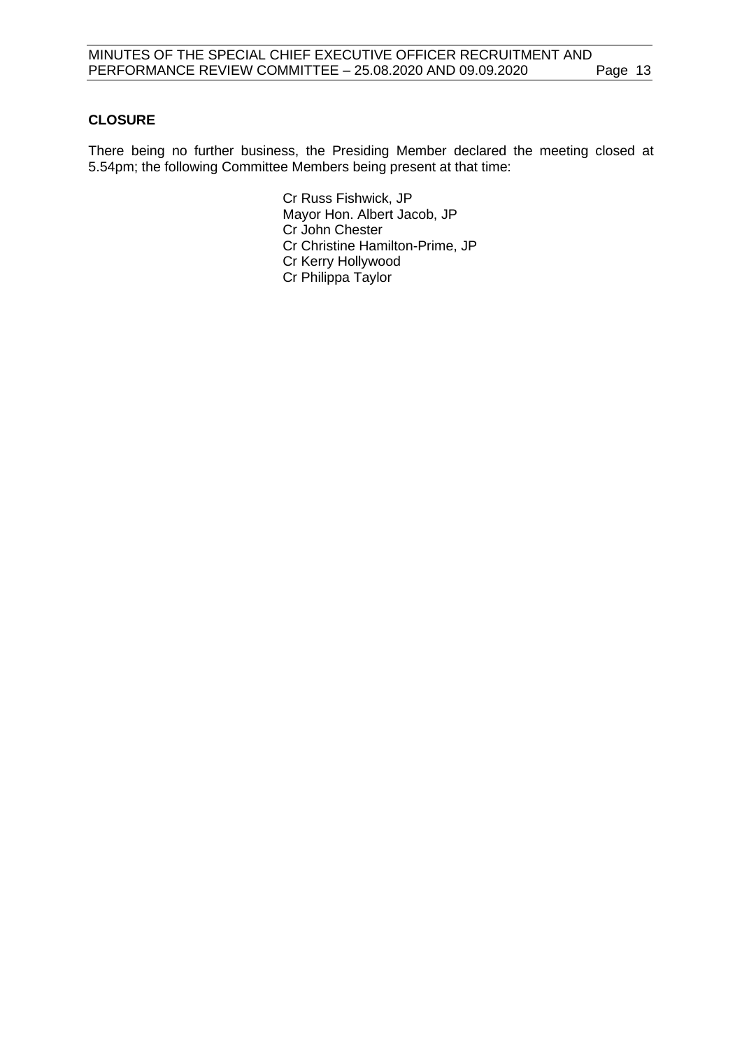## CLOSURE

There being no further business, the Presiding Member declared the meeting closed at 5.54pm; the following Committee Members being present at that time:

Cr Russ Fishwick, JP
Mayor Hon. Albert Jacob, JP
Cr John Chester
Cr Christine Hamilton-Prime, JP
Cr Kerry Hollywood
Cr Philippa Taylor